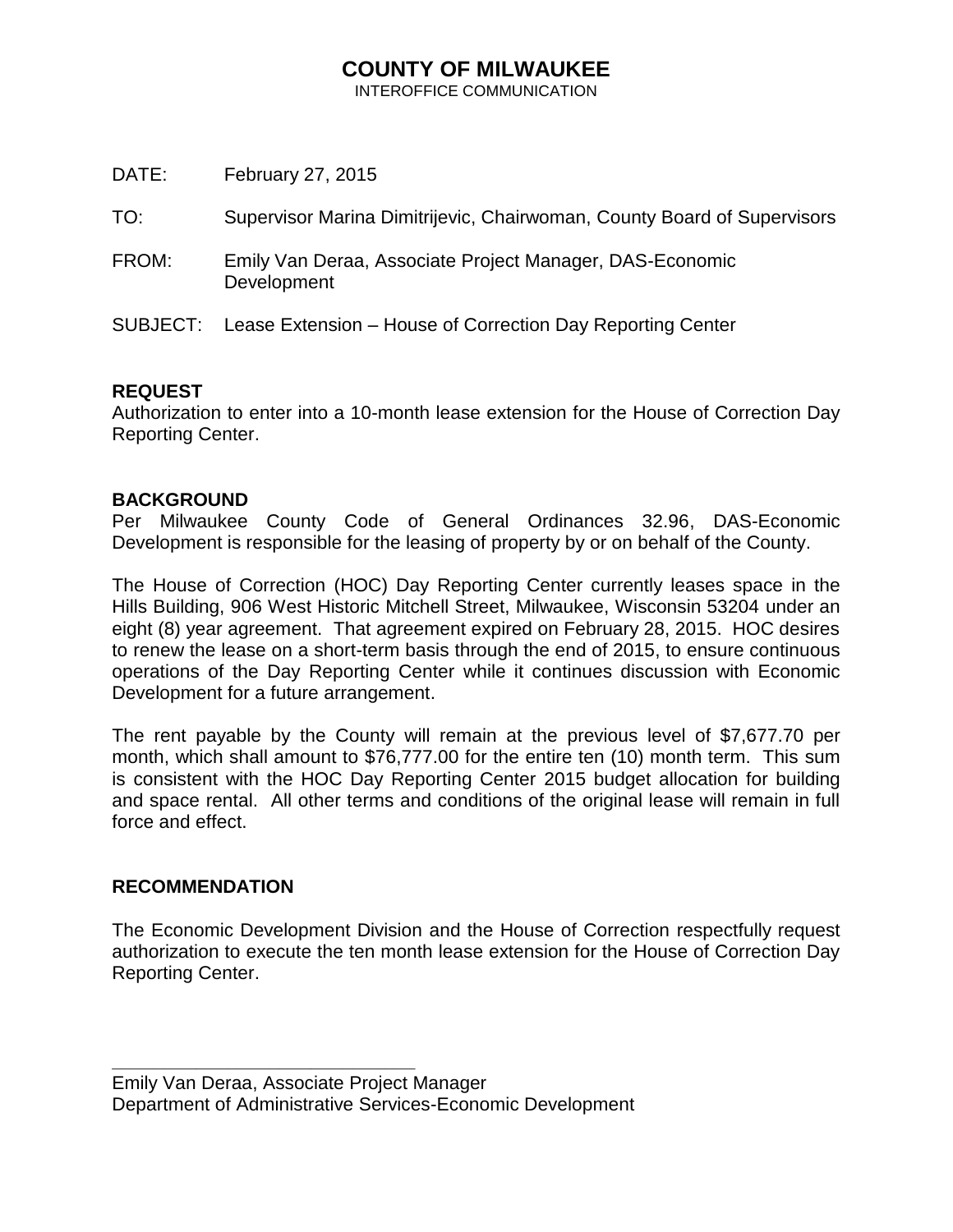# COUNTY OF MILWAUKEE

INTEROFFICE COMMUNICATION

DATE: February 27, 2015

TO: Supervisor Marina Dimitrijevic, Chairwoman, County Board of Supervisors

FROM: Emily Van Deraa, Associate Project Manager, DAS-Economic Development

SUBJECT: Lease Extension – House of Correction Day Reporting Center

**REQUEST**

Authorization to enter into a 10-month lease extension for the House of Correction Day Reporting Center.

**BACKGROUND**

Per Milwaukee County Code of General Ordinances 32.96, DAS-Economic Development is responsible for the leasing of property by or on behalf of the County.

The House of Correction (HOC) Day Reporting Center currently leases space in the Hills Building, 906 West Historic Mitchell Street, Milwaukee, Wisconsin 53204 under an eight (8) year agreement. That agreement expired on February 28, 2015. HOC desires to renew the lease on a short-term basis through the end of 2015, to ensure continuous operations of the Day Reporting Center while it continues discussion with Economic Development for a future arrangement.

The rent payable by the County will remain at the previous level of $7,677.70 per month, which shall amount to $76,777.00 for the entire ten (10) month term. This sum is consistent with the HOC Day Reporting Center 2015 budget allocation for building and space rental. All other terms and conditions of the original lease will remain in full force and effect.

**RECOMMENDATION**

The Economic Development Division and the House of Correction respectfully request authorization to execute the ten month lease extension for the House of Correction Day Reporting Center.

\_\_\_\_\_\_\_\_\_\_\_\_\_\_\_\_\_\_\_\_\_\_\_\_\_\_\_\_\_\_

Emily Van Deraa, Associate Project Manager
Department of Administrative Services-Economic Development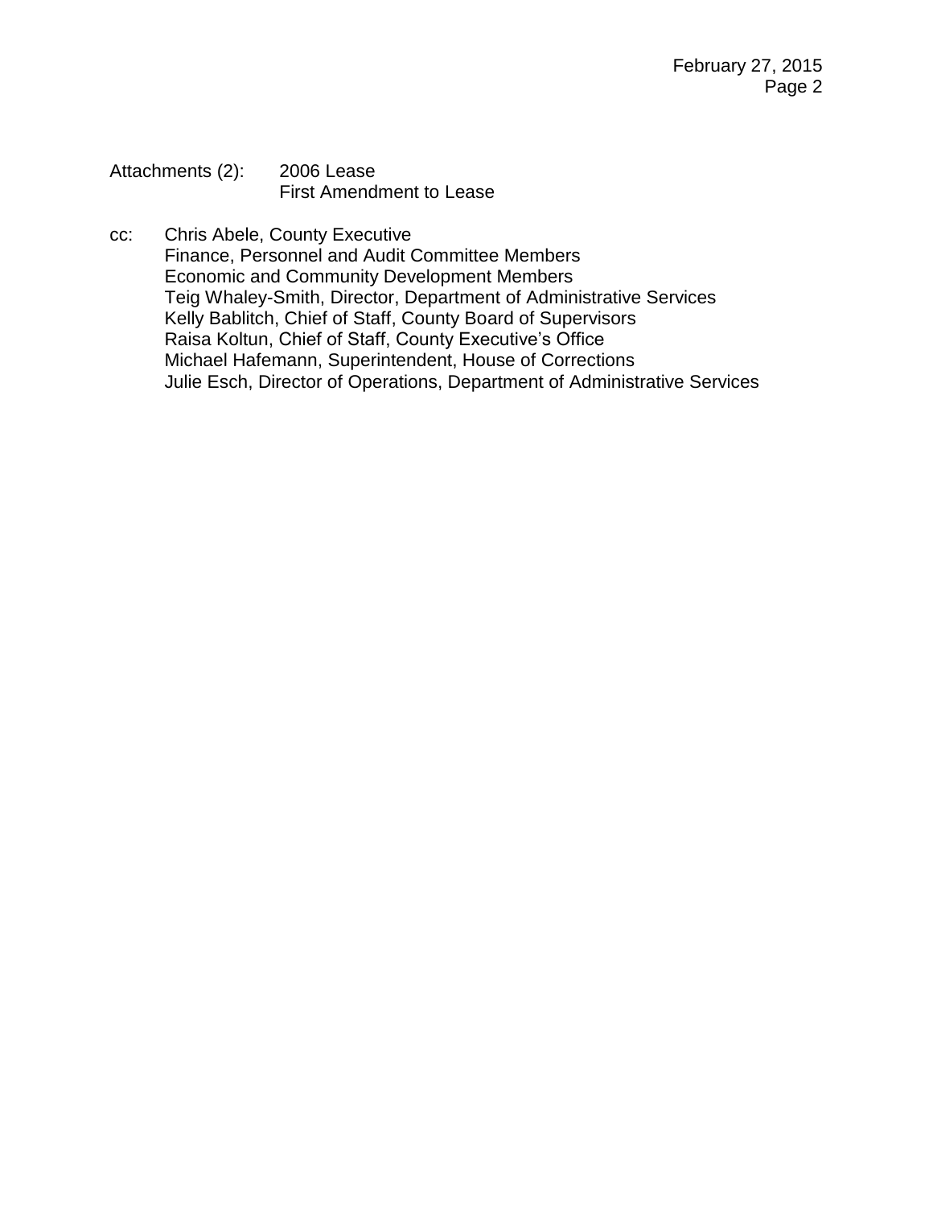Attachments (2): 2006 Lease
First Amendment to Lease

cc: Chris Abele, County Executive
Finance, Personnel and Audit Committee Members
Economic and Community Development Members
Teig Whaley-Smith, Director, Department of Administrative Services
Kelly Bablitch, Chief of Staff, County Board of Supervisors
Raisa Koltun, Chief of Staff, County Executive's Office
Michael Hafemann, Superintendent, House of Corrections
Julie Esch, Director of Operations, Department of Administrative Services